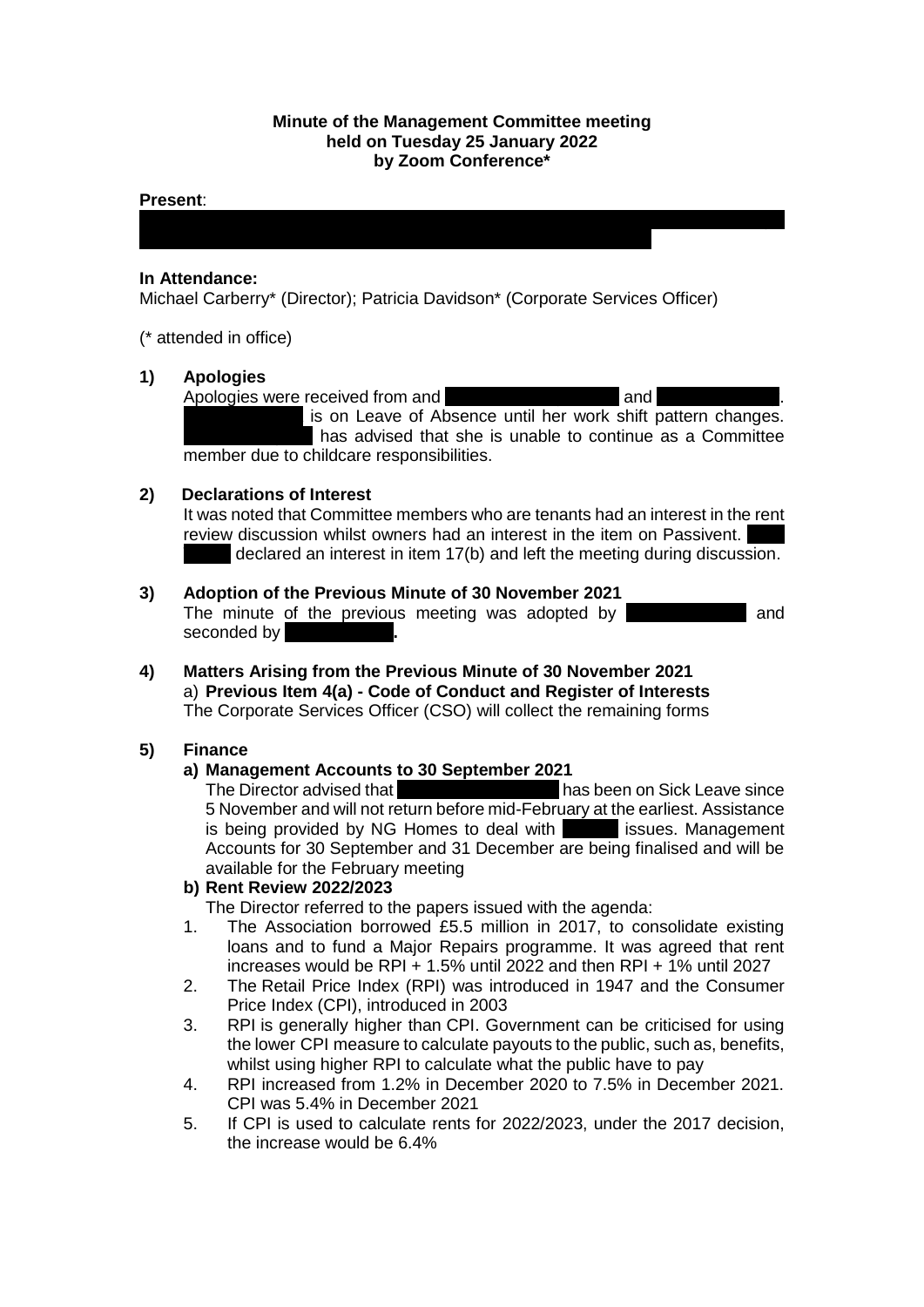**Minute of the Management Committee meeting held on Tuesday 25 January 2022 by Zoom Conference***

**Present**:

**In Attendance:**
Michael Carberry* (Director); Patricia Davidson* (Corporate Services Officer)

(* attended in office)

**1) Apologies**

Apologies were received from and and . is on Leave of Absence until her work shift pattern changes. has advised that she is unable to continue as a Committee member due to childcare responsibilities.

**2) Declarations of Interest**

It was noted that Committee members who are tenants had an interest in the rent review discussion whilst owners had an interest in the item on Passivent. declared an interest in item 17(b) and left the meeting during discussion.

**3) Adoption of the Previous Minute of 30 November 2021**

The minute of the previous meeting was adopted by and seconded by .

**4) Matters Arising from the Previous Minute of 30 November 2021**

a) **Previous Item 4(a) - Code of Conduct and Register of Interests**
The Corporate Services Officer (CSO) will collect the remaining forms

**5) Finance**

**a) Management Accounts to 30 September 2021**
The Director advised that has been on Sick Leave since 5 November and will not return before mid-February at the earliest. Assistance is being provided by NG Homes to deal with issues. Management Accounts for 30 September and 31 December are being finalised and will be available for the February meeting

**b) Rent Review 2022/2023**
The Director referred to the papers issued with the agenda:

1. The Association borrowed £5.5 million in 2017, to consolidate existing loans and to fund a Major Repairs programme. It was agreed that rent increases would be RPI + 1.5% until 2022 and then RPI + 1% until 2027
2. The Retail Price Index (RPI) was introduced in 1947 and the Consumer Price Index (CPI), introduced in 2003
3. RPI is generally higher than CPI. Government can be criticised for using the lower CPI measure to calculate payouts to the public, such as, benefits, whilst using higher RPI to calculate what the public have to pay
4. RPI increased from 1.2% in December 2020 to 7.5% in December 2021. CPI was 5.4% in December 2021
5. If CPI is used to calculate rents for 2022/2023, under the 2017 decision, the increase would be 6.4%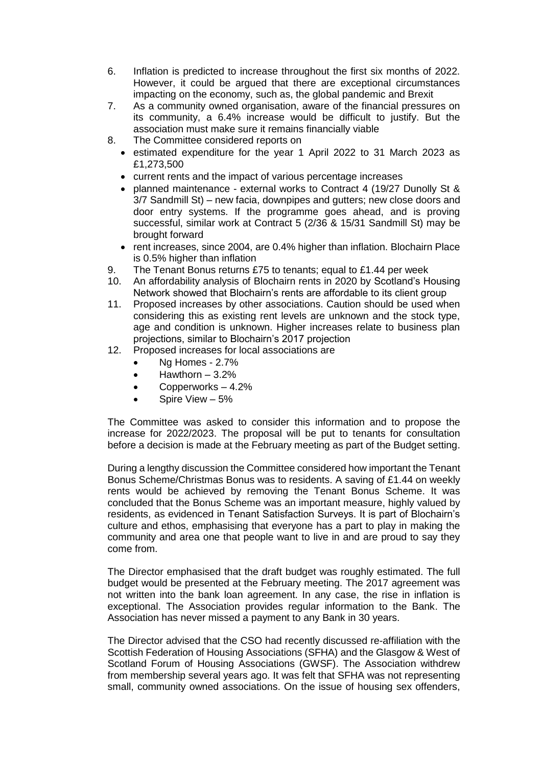6. Inflation is predicted to increase throughout the first six months of 2022. However, it could be argued that there are exceptional circumstances impacting on the economy, such as, the global pandemic and Brexit
7. As a community owned organisation, aware of the financial pressures on its community, a 6.4% increase would be difficult to justify. But the association must make sure it remains financially viable
8. The Committee considered reports on
   - estimated expenditure for the year 1 April 2022 to 31 March 2023 as £1,273,500
   - current rents and the impact of various percentage increases
   - planned maintenance - external works to Contract 4 (19/27 Dunolly St & 3/7 Sandmill St) – new facia, downpipes and gutters; new close doors and door entry systems. If the programme goes ahead, and is proving successful, similar work at Contract 5 (2/36 & 15/31 Sandmill St) may be brought forward
   - rent increases, since 2004, are 0.4% higher than inflation. Blochairn Place is 0.5% higher than inflation
9. The Tenant Bonus returns £75 to tenants; equal to £1.44 per week
10. An affordability analysis of Blochairn rents in 2020 by Scotland's Housing Network showed that Blochairn's rents are affordable to its client group
11. Proposed increases by other associations. Caution should be used when considering this as existing rent levels are unknown and the stock type, age and condition is unknown. Higher increases relate to business plan projections, similar to Blochairn's 2017 projection
12. Proposed increases for local associations are
    - Ng Homes - 2.7%
    - Hawthorn – 3.2%
    - Copperworks – 4.2%
    - Spire View – 5%

The Committee was asked to consider this information and to propose the increase for 2022/2023. The proposal will be put to tenants for consultation before a decision is made at the February meeting as part of the Budget setting.

During a lengthy discussion the Committee considered how important the Tenant Bonus Scheme/Christmas Bonus was to residents. A saving of £1.44 on weekly rents would be achieved by removing the Tenant Bonus Scheme. It was concluded that the Bonus Scheme was an important measure, highly valued by residents, as evidenced in Tenant Satisfaction Surveys. It is part of Blochairn's culture and ethos, emphasising that everyone has a part to play in making the community and area one that people want to live in and are proud to say they come from.

The Director emphasised that the draft budget was roughly estimated. The full budget would be presented at the February meeting. The 2017 agreement was not written into the bank loan agreement. In any case, the rise in inflation is exceptional. The Association provides regular information to the Bank. The Association has never missed a payment to any Bank in 30 years.

The Director advised that the CSO had recently discussed re-affiliation with the Scottish Federation of Housing Associations (SFHA) and the Glasgow & West of Scotland Forum of Housing Associations (GWSF). The Association withdrew from membership several years ago. It was felt that SFHA was not representing small, community owned associations. On the issue of housing sex offenders,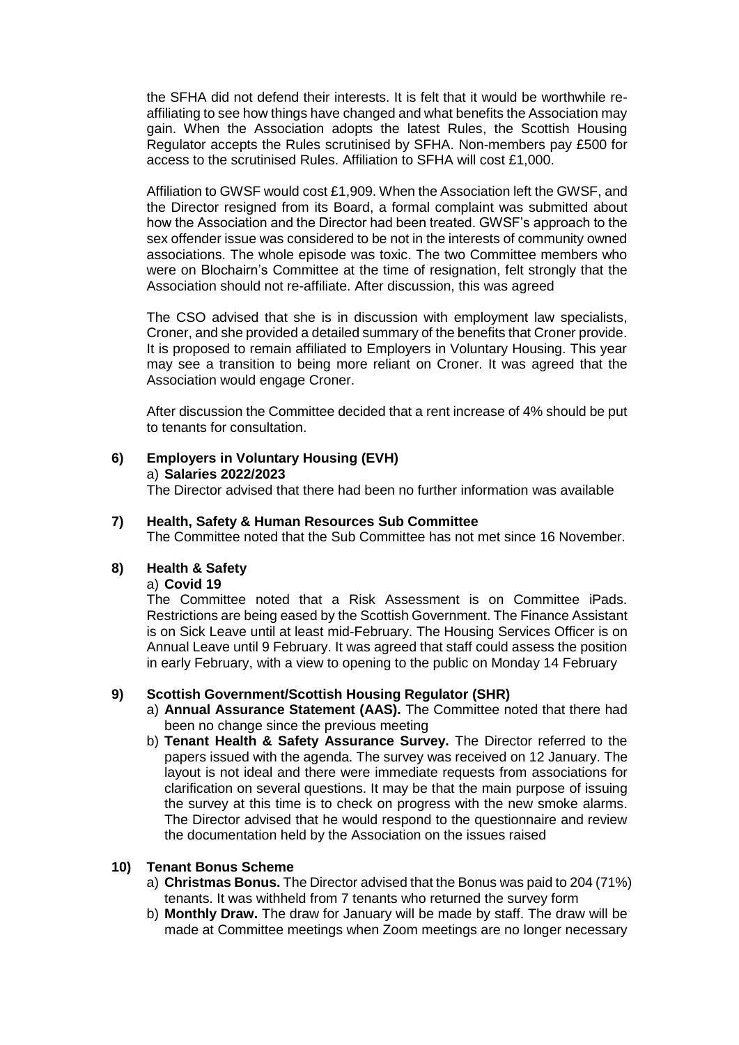the SFHA did not defend their interests. It is felt that it would be worthwhile re-affiliating to see how things have changed and what benefits the Association may gain. When the Association adopts the latest Rules, the Scottish Housing Regulator accepts the Rules scrutinised by SFHA. Non-members pay £500 for access to the scrutinised Rules. Affiliation to SFHA will cost £1,000.

Affiliation to GWSF would cost £1,909. When the Association left the GWSF, and the Director resigned from its Board, a formal complaint was submitted about how the Association and the Director had been treated. GWSF's approach to the sex offender issue was considered to be not in the interests of community owned associations. The whole episode was toxic. The two Committee members who were on Blochairn's Committee at the time of resignation, felt strongly that the Association should not re-affiliate. After discussion, this was agreed

The CSO advised that she is in discussion with employment law specialists, Croner, and she provided a detailed summary of the benefits that Croner provide. It is proposed to remain affiliated to Employers in Voluntary Housing. This year may see a transition to being more reliant on Croner. It was agreed that the Association would engage Croner.

After discussion the Committee decided that a rent increase of 4% should be put to tenants for consultation.

**6) Employers in Voluntary Housing (EVH)**

a) **Salaries 2022/2023**

The Director advised that there had been no further information was available

**7) Health, Safety & Human Resources Sub Committee**

The Committee noted that the Sub Committee has not met since 16 November.

**8) Health & Safety**

a) **Covid 19**

The Committee noted that a Risk Assessment is on Committee iPads. Restrictions are being eased by the Scottish Government. The Finance Assistant is on Sick Leave until at least mid-February. The Housing Services Officer is on Annual Leave until 9 February. It was agreed that staff could assess the position in early February, with a view to opening to the public on Monday 14 February

**9) Scottish Government/Scottish Housing Regulator (SHR)**

a) **Annual Assurance Statement (AAS).** The Committee noted that there had been no change since the previous meeting

b) **Tenant Health & Safety Assurance Survey.** The Director referred to the papers issued with the agenda. The survey was received on 12 January. The layout is not ideal and there were immediate requests from associations for clarification on several questions. It may be that the main purpose of issuing the survey at this time is to check on progress with the new smoke alarms. The Director advised that he would respond to the questionnaire and review the documentation held by the Association on the issues raised

**10) Tenant Bonus Scheme**

a) **Christmas Bonus.** The Director advised that the Bonus was paid to 204 (71%) tenants. It was withheld from 7 tenants who returned the survey form

b) **Monthly Draw.** The draw for January will be made by staff. The draw will be made at Committee meetings when Zoom meetings are no longer necessary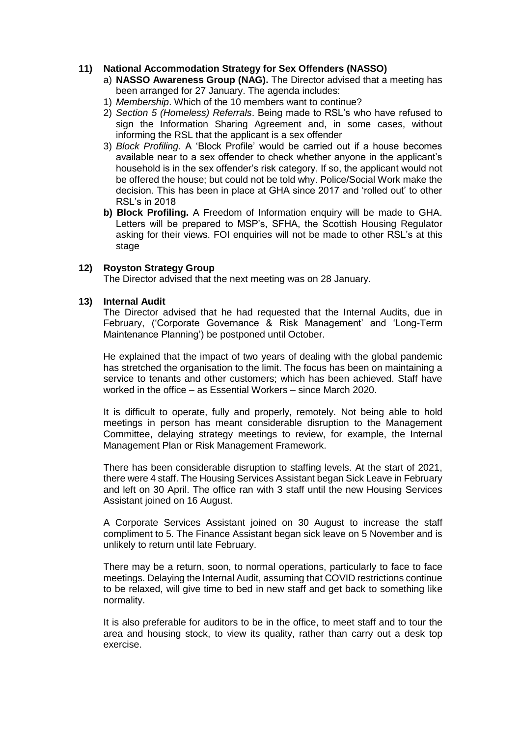## 11) National Accommodation Strategy for Sex Offenders (NASSO)

a) **NASSO Awareness Group (NAG).** The Director advised that a meeting has been arranged for 27 January. The agenda includes:

1) *Membership*. Which of the 10 members want to continue?
2) *Section 5 (Homeless) Referrals*. Being made to RSL's who have refused to sign the Information Sharing Agreement and, in some cases, without informing the RSL that the applicant is a sex offender
3) *Block Profiling*. A 'Block Profile' would be carried out if a house becomes available near to a sex offender to check whether anyone in the applicant's household is in the sex offender's risk category. If so, the applicant would not be offered the house; but could not be told why. Police/Social Work make the decision. This has been in place at GHA since 2017 and 'rolled out' to other RSL's in 2018

**b) Block Profiling.** A Freedom of Information enquiry will be made to GHA. Letters will be prepared to MSP's, SFHA, the Scottish Housing Regulator asking for their views. FOI enquiries will not be made to other RSL's at this stage

## 12) Royston Strategy Group

The Director advised that the next meeting was on 28 January.

## 13) Internal Audit

The Director advised that he had requested that the Internal Audits, due in February, ('Corporate Governance & Risk Management' and 'Long-Term Maintenance Planning') be postponed until October.

He explained that the impact of two years of dealing with the global pandemic has stretched the organisation to the limit. The focus has been on maintaining a service to tenants and other customers; which has been achieved. Staff have worked in the office – as Essential Workers – since March 2020.

It is difficult to operate, fully and properly, remotely. Not being able to hold meetings in person has meant considerable disruption to the Management Committee, delaying strategy meetings to review, for example, the Internal Management Plan or Risk Management Framework.

There has been considerable disruption to staffing levels. At the start of 2021, there were 4 staff. The Housing Services Assistant began Sick Leave in February and left on 30 April. The office ran with 3 staff until the new Housing Services Assistant joined on 16 August.

A Corporate Services Assistant joined on 30 August to increase the staff compliment to 5. The Finance Assistant began sick leave on 5 November and is unlikely to return until late February.

There may be a return, soon, to normal operations, particularly to face to face meetings. Delaying the Internal Audit, assuming that COVID restrictions continue to be relaxed, will give time to bed in new staff and get back to something like normality.

It is also preferable for auditors to be in the office, to meet staff and to tour the area and housing stock, to view its quality, rather than carry out a desk top exercise.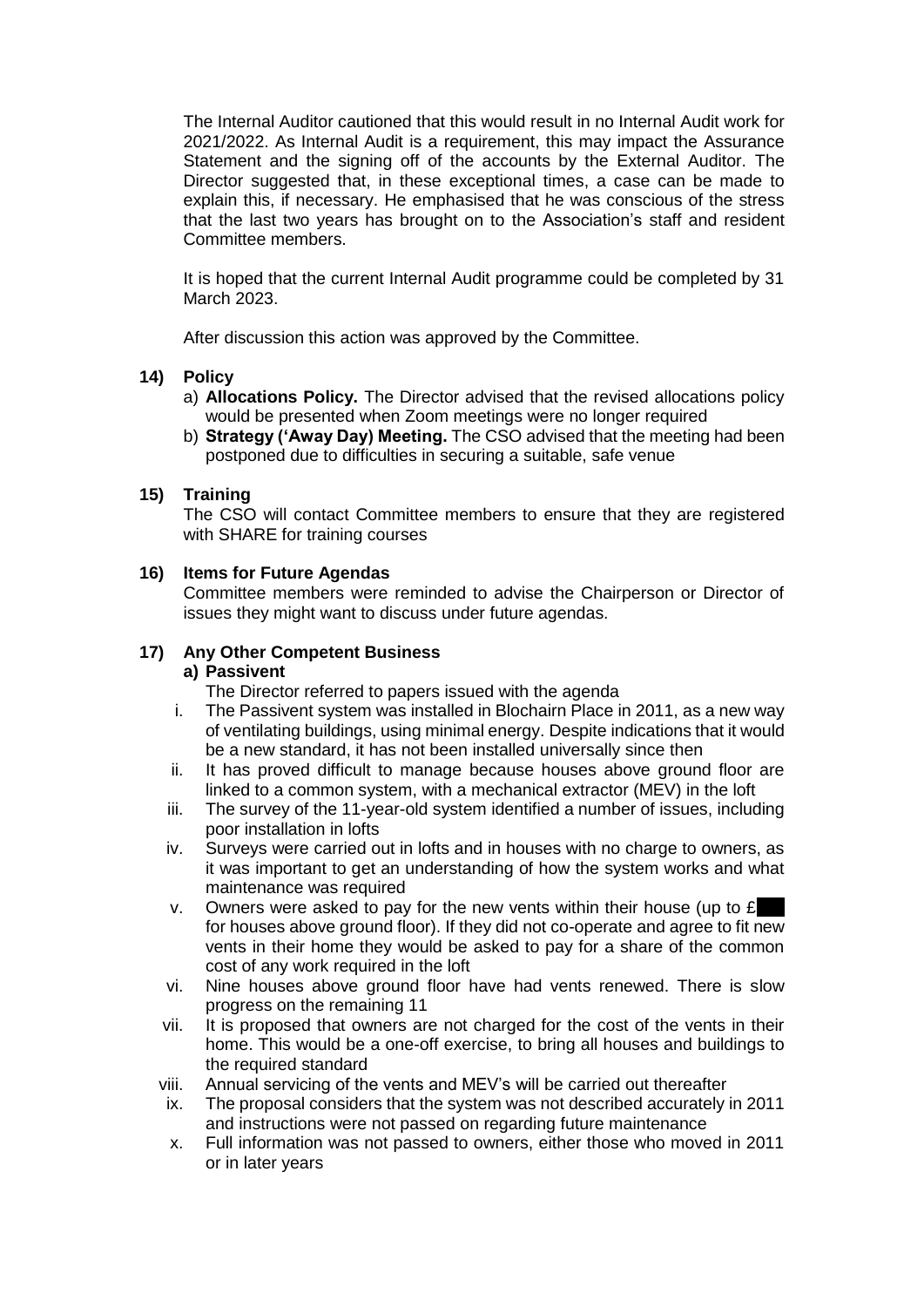The Internal Auditor cautioned that this would result in no Internal Audit work for 2021/2022. As Internal Audit is a requirement, this may impact the Assurance Statement and the signing off of the accounts by the External Auditor. The Director suggested that, in these exceptional times, a case can be made to explain this, if necessary. He emphasised that he was conscious of the stress that the last two years has brought on to the Association's staff and resident Committee members.

It is hoped that the current Internal Audit programme could be completed by 31 March 2023.

After discussion this action was approved by the Committee.

**14) Policy**

a) **Allocations Policy.** The Director advised that the revised allocations policy would be presented when Zoom meetings were no longer required
b) **Strategy ('Away Day) Meeting.** The CSO advised that the meeting had been postponed due to difficulties in securing a suitable, safe venue

**15) Training**

The CSO will contact Committee members to ensure that they are registered with SHARE for training courses

**16) Items for Future Agendas**

Committee members were reminded to advise the Chairperson or Director of issues they might want to discuss under future agendas.

**17) Any Other Competent Business**

**a) Passivent**

The Director referred to papers issued with the agenda

i. The Passivent system was installed in Blochairn Place in 2011, as a new way of ventilating buildings, using minimal energy. Despite indications that it would be a new standard, it has not been installed universally since then
ii. It has proved difficult to manage because houses above ground floor are linked to a common system, with a mechanical extractor (MEV) in the loft
iii. The survey of the 11-year-old system identified a number of issues, including poor installation in lofts
iv. Surveys were carried out in lofts and in houses with no charge to owners, as it was important to get an understanding of how the system works and what maintenance was required
v. Owners were asked to pay for the new vents within their house (up to £ for houses above ground floor). If they did not co-operate and agree to fit new vents in their home they would be asked to pay for a share of the common cost of any work required in the loft
vi. Nine houses above ground floor have had vents renewed. There is slow progress on the remaining 11
vii. It is proposed that owners are not charged for the cost of the vents in their home. This would be a one-off exercise, to bring all houses and buildings to the required standard
viii. Annual servicing of the vents and MEV's will be carried out thereafter
ix. The proposal considers that the system was not described accurately in 2011 and instructions were not passed on regarding future maintenance
x. Full information was not passed to owners, either those who moved in 2011 or in later years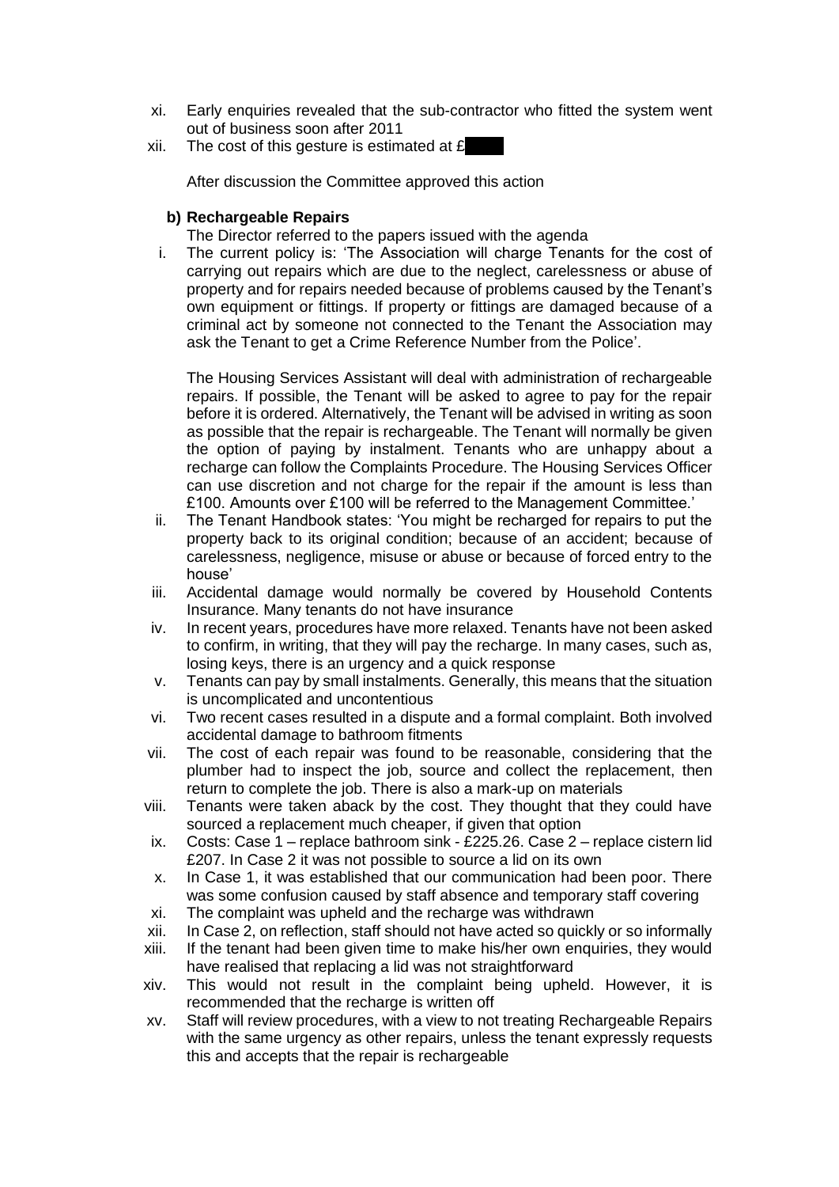xi. Early enquiries revealed that the sub-contractor who fitted the system went out of business soon after 2011

xii. The cost of this gesture is estimated at £

After discussion the Committee approved this action

**b) Rechargeable Repairs**

The Director referred to the papers issued with the agenda

i. The current policy is: 'The Association will charge Tenants for the cost of carrying out repairs which are due to the neglect, carelessness or abuse of property and for repairs needed because of problems caused by the Tenant's own equipment or fittings. If property or fittings are damaged because of a criminal act by someone not connected to the Tenant the Association may ask the Tenant to get a Crime Reference Number from the Police'.

   The Housing Services Assistant will deal with administration of rechargeable repairs. If possible, the Tenant will be asked to agree to pay for the repair before it is ordered. Alternatively, the Tenant will be advised in writing as soon as possible that the repair is rechargeable. The Tenant will normally be given the option of paying by instalment. Tenants who are unhappy about a recharge can follow the Complaints Procedure. The Housing Services Officer can use discretion and not charge for the repair if the amount is less than £100. Amounts over £100 will be referred to the Management Committee.'

ii. The Tenant Handbook states: 'You might be recharged for repairs to put the property back to its original condition; because of an accident; because of carelessness, negligence, misuse or abuse or because of forced entry to the house'

iii. Accidental damage would normally be covered by Household Contents Insurance. Many tenants do not have insurance

iv. In recent years, procedures have more relaxed. Tenants have not been asked to confirm, in writing, that they will pay the recharge. In many cases, such as, losing keys, there is an urgency and a quick response

v. Tenants can pay by small instalments. Generally, this means that the situation is uncomplicated and uncontentious

vi. Two recent cases resulted in a dispute and a formal complaint. Both involved accidental damage to bathroom fitments

vii. The cost of each repair was found to be reasonable, considering that the plumber had to inspect the job, source and collect the replacement, then return to complete the job. There is also a mark-up on materials

viii. Tenants were taken aback by the cost. They thought that they could have sourced a replacement much cheaper, if given that option

ix. Costs: Case 1 – replace bathroom sink - £225.26. Case 2 – replace cistern lid £207. In Case 2 it was not possible to source a lid on its own

x. In Case 1, it was established that our communication had been poor. There was some confusion caused by staff absence and temporary staff covering

xi. The complaint was upheld and the recharge was withdrawn

xii. In Case 2, on reflection, staff should not have acted so quickly or so informally

xiii. If the tenant had been given time to make his/her own enquiries, they would have realised that replacing a lid was not straightforward

xiv. This would not result in the complaint being upheld. However, it is recommended that the recharge is written off

xv. Staff will review procedures, with a view to not treating Rechargeable Repairs with the same urgency as other repairs, unless the tenant expressly requests this and accepts that the repair is rechargeable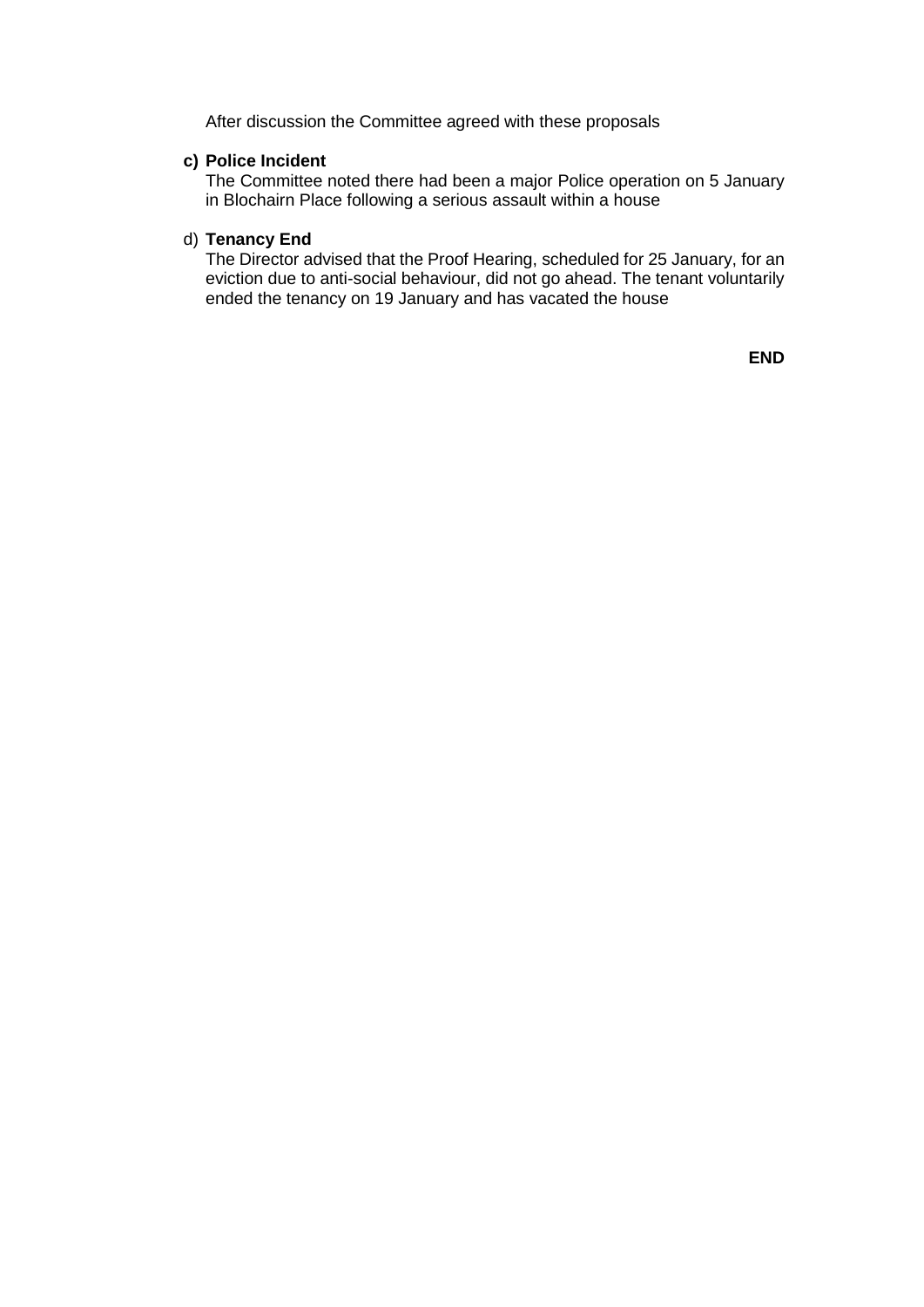After discussion the Committee agreed with these proposals

**c) Police Incident**
The Committee noted there had been a major Police operation on 5 January in Blochairn Place following a serious assault within a house

d) **Tenancy End**
The Director advised that the Proof Hearing, scheduled for 25 January, for an eviction due to anti-social behaviour, did not go ahead. The tenant voluntarily ended the tenancy on 19 January and has vacated the house

**END**